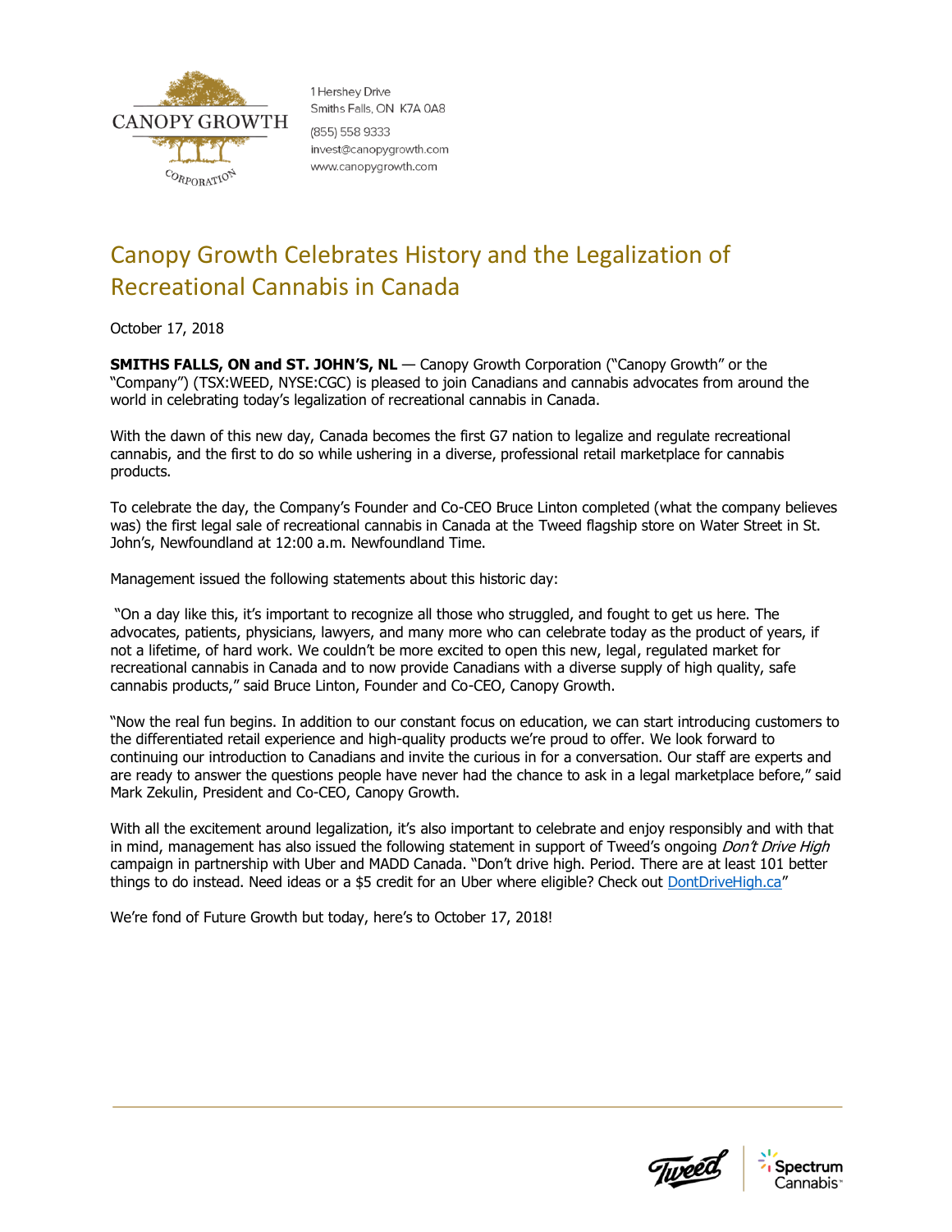CANOPY GROWTH CORPORATION

1 Hershey Drive
Smiths Falls, ON K7A 0A8

(855) 558 9333
invest@canopygrowth.com
www.canopygrowth.com

# Canopy Growth Celebrates History and the Legalization of Recreational Cannabis in Canada

October 17, 2018

**SMITHS FALLS, ON and ST. JOHN'S, NL** — Canopy Growth Corporation ("Canopy Growth" or the "Company") (TSX:WEED, NYSE:CGC) is pleased to join Canadians and cannabis advocates from around the world in celebrating today's legalization of recreational cannabis in Canada.

With the dawn of this new day, Canada becomes the first G7 nation to legalize and regulate recreational cannabis, and the first to do so while ushering in a diverse, professional retail marketplace for cannabis products.

To celebrate the day, the Company's Founder and Co-CEO Bruce Linton completed (what the company believes was) the first legal sale of recreational cannabis in Canada at the Tweed flagship store on Water Street in St. John's, Newfoundland at 12:00 a.m. Newfoundland Time.

Management issued the following statements about this historic day:

"On a day like this, it's important to recognize all those who struggled, and fought to get us here. The advocates, patients, physicians, lawyers, and many more who can celebrate today as the product of years, if not a lifetime, of hard work. We couldn't be more excited to open this new, legal, regulated market for recreational cannabis in Canada and to now provide Canadians with a diverse supply of high quality, safe cannabis products," said Bruce Linton, Founder and Co-CEO, Canopy Growth.

"Now the real fun begins. In addition to our constant focus on education, we can start introducing customers to the differentiated retail experience and high-quality products we're proud to offer. We look forward to continuing our introduction to Canadians and invite the curious in for a conversation. Our staff are experts and are ready to answer the questions people have never had the chance to ask in a legal marketplace before," said Mark Zekulin, President and Co-CEO, Canopy Growth.

With all the excitement around legalization, it's also important to celebrate and enjoy responsibly and with that in mind, management has also issued the following statement in support of Tweed's ongoing *Don't Drive High* campaign in partnership with Uber and MADD Canada. "Don't drive high. Period. There are at least 101 better things to do instead. Need ideas or a $5 credit for an Uber where eligible? Check out [DontDriveHigh.ca](http://DontDriveHigh.ca)"

We're fond of Future Growth but today, here's to October 17, 2018!

Tweed | Spectrum Cannabis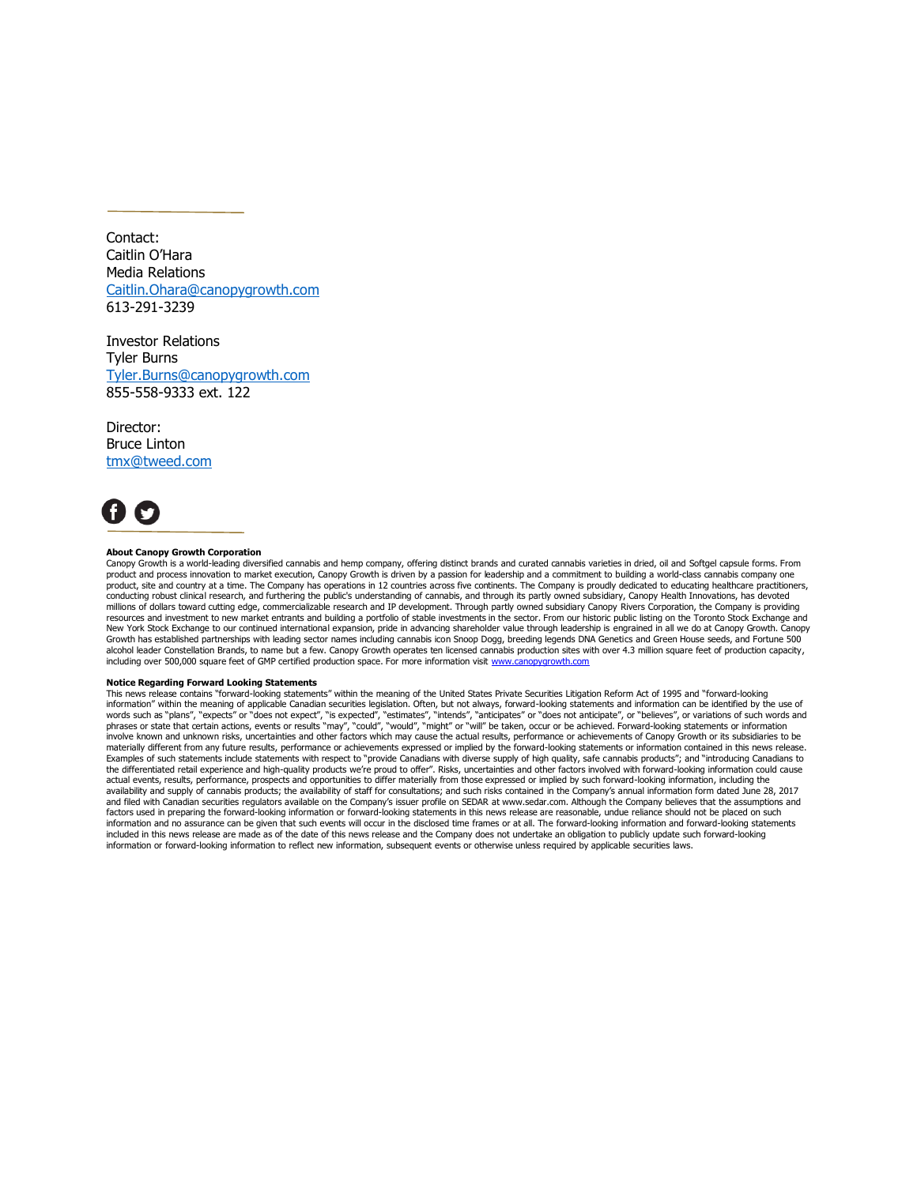Contact:
Caitlin O'Hara
Media Relations
Caitlin.Ohara@canopygrowth.com
613-291-3239

Investor Relations
Tyler Burns
Tyler.Burns@canopygrowth.com
855-558-9333 ext. 122

Director:
Bruce Linton
tmx@tweed.com

**About Canopy Growth Corporation**
Canopy Growth is a world-leading diversified cannabis and hemp company, offering distinct brands and curated cannabis varieties in dried, oil and Softgel capsule forms. From product and process innovation to market execution, Canopy Growth is driven by a passion for leadership and a commitment to building a world-class cannabis company one product, site and country at a time. The Company has operations in 12 countries across five continents. The Company is proudly dedicated to educating healthcare practitioners, conducting robust clinical research, and furthering the public's understanding of cannabis, and through its partly owned subsidiary, Canopy Health Innovations, has devoted millions of dollars toward cutting edge, commercializable research and IP development. Through partly owned subsidiary Canopy Rivers Corporation, the Company is providing resources and investment to new market entrants and building a portfolio of stable investments in the sector. From our historic public listing on the Toronto Stock Exchange and New York Stock Exchange to our continued international expansion, pride in advancing shareholder value through leadership is engrained in all we do at Canopy Growth. Canopy Growth has established partnerships with leading sector names including cannabis icon Snoop Dogg, breeding legends DNA Genetics and Green House seeds, and Fortune 500 alcohol leader Constellation Brands, to name but a few. Canopy Growth operates ten licensed cannabis production sites with over 4.3 million square feet of production capacity, including over 500,000 square feet of GMP certified production space. For more information visit www.canopygrowth.com

**Notice Regarding Forward Looking Statements**
This news release contains "forward-looking statements" within the meaning of the United States Private Securities Litigation Reform Act of 1995 and "forward-looking information" within the meaning of applicable Canadian securities legislation. Often, but not always, forward-looking statements and information can be identified by the use of words such as "plans", "expects" or "does not expect", "is expected", "estimates", "intends", "anticipates" or "does not anticipate", or "believes", or variations of such words and phrases or state that certain actions, events or results "may", "could", "would", "might" or "will" be taken, occur or be achieved. Forward-looking statements or information involve known and unknown risks, uncertainties and other factors which may cause the actual results, performance or achievements of Canopy Growth or its subsidiaries to be materially different from any future results, performance or achievements expressed or implied by the forward-looking statements or information contained in this news release. Examples of such statements include statements with respect to "provide Canadians with diverse supply of high quality, safe cannabis products"; and "introducing Canadians to the differentiated retail experience and high-quality products we're proud to offer". Risks, uncertainties and other factors involved with forward-looking information could cause actual events, results, performance, prospects and opportunities to differ materially from those expressed or implied by such forward-looking information, including the availability and supply of cannabis products; the availability of staff for consultations; and such risks contained in the Company's annual information form dated June 28, 2017 and filed with Canadian securities regulators available on the Company's issuer profile on SEDAR at www.sedar.com. Although the Company believes that the assumptions and factors used in preparing the forward-looking information or forward-looking statements in this news release are reasonable, undue reliance should not be placed on such information and no assurance can be given that such events will occur in the disclosed time frames or at all. The forward-looking information and forward-looking statements included in this news release are made as of the date of this news release and the Company does not undertake an obligation to publicly update such forward-looking information or forward-looking information to reflect new information, subsequent events or otherwise unless required by applicable securities laws.